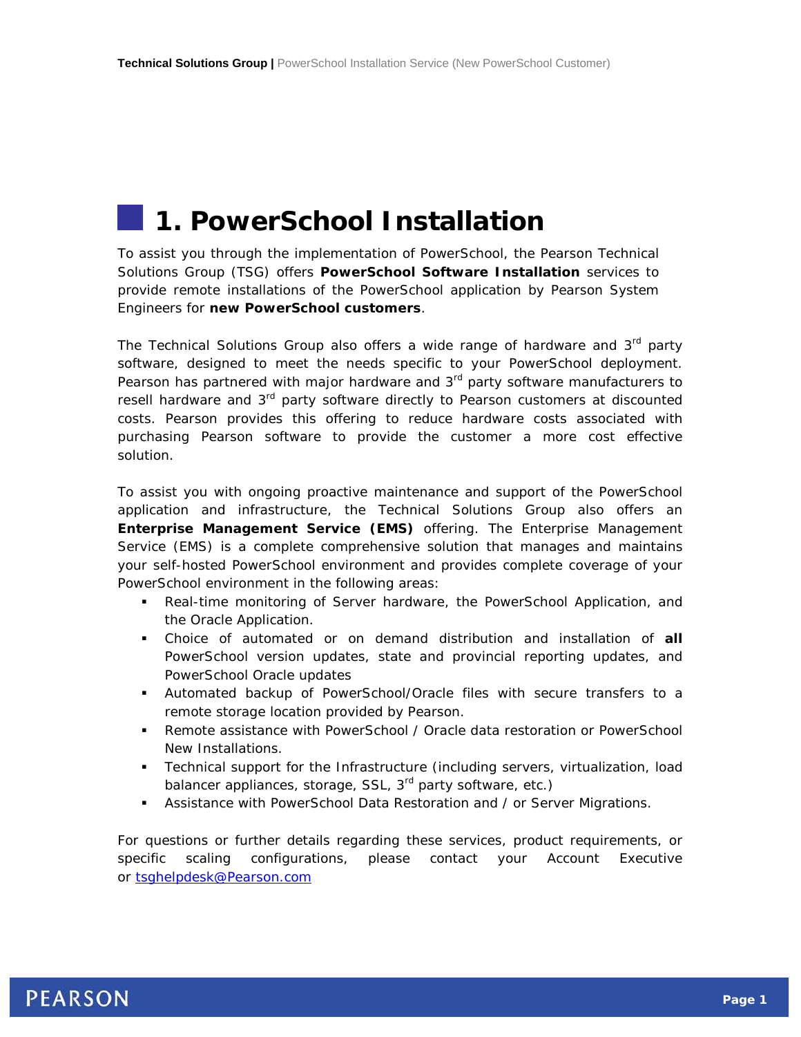# 1. PowerSchool Installation

To assist you through the implementation of PowerSchool, the Pearson Technical Solutions Group (TSG) offers **PowerSchool Software Installation** services to provide remote installations of the PowerSchool application by Pearson System Engineers for **new PowerSchool customers**.

The Technical Solutions Group also offers a wide range of hardware and 3rd party software, designed to meet the needs specific to your PowerSchool deployment. Pearson has partnered with major hardware and 3rd party software manufacturers to resell hardware and 3rd party software directly to Pearson customers at discounted costs. Pearson provides this offering to reduce hardware costs associated with purchasing Pearson software to provide the customer a more cost effective solution.

To assist you with ongoing proactive maintenance and support of the PowerSchool application and infrastructure, the Technical Solutions Group also offers an **Enterprise Management Service (EMS)** offering. The Enterprise Management Service (EMS) is a complete comprehensive solution that manages and maintains your self-hosted PowerSchool environment and provides complete coverage of your PowerSchool environment in the following areas:

- Real-time monitoring of Server hardware, the PowerSchool Application, and the Oracle Application.
- Choice of automated or on demand distribution and installation of **all** PowerSchool version updates, state and provincial reporting updates, and PowerSchool Oracle updates
- Automated backup of PowerSchool/Oracle files with secure transfers to a remote storage location provided by Pearson.
- Remote assistance with PowerSchool / Oracle data restoration or PowerSchool New Installations.
- Technical support for the Infrastructure (including servers, virtualization, load balancer appliances, storage, SSL, 3rd party software, etc.)
- Assistance with PowerSchool Data Restoration and / or Server Migrations.

For questions or further details regarding these services, product requirements, or specific scaling configurations, please contact your Account Executive or tsghelpdesk@Pearson.com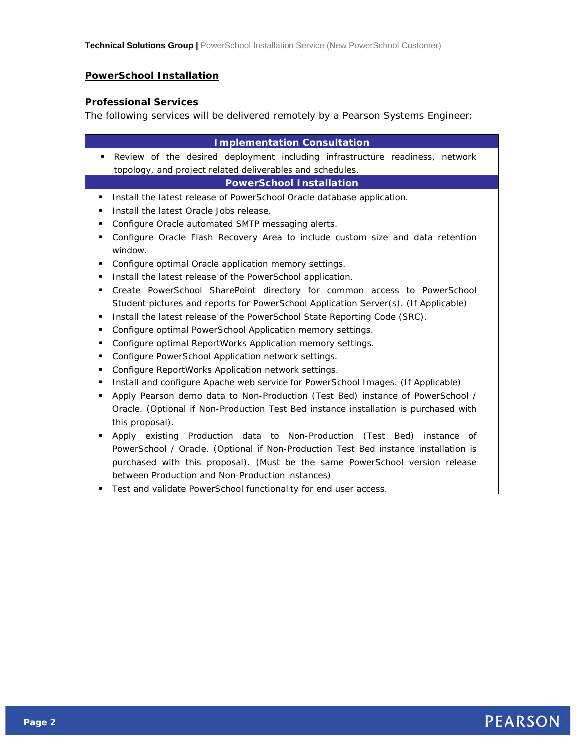## PowerSchool Installation

### Professional Services

The following services will be delivered remotely by a Pearson Systems Engineer:

**Implementation Consultation**

- Review of the desired deployment including infrastructure readiness, network topology, and project related deliverables and schedules.

**PowerSchool Installation**

- Install the latest release of PowerSchool Oracle database application.
- Install the latest Oracle Jobs release.
- Configure Oracle automated SMTP messaging alerts.
- Configure Oracle Flash Recovery Area to include custom size and data retention window.
- Configure optimal Oracle application memory settings.
- Install the latest release of the PowerSchool application.
- Create PowerSchool SharePoint directory for common access to PowerSchool Student pictures and reports for PowerSchool Application Server(s). (If Applicable)
- Install the latest release of the PowerSchool State Reporting Code (SRC).
- Configure optimal PowerSchool Application memory settings.
- Configure optimal ReportWorks Application memory settings.
- Configure PowerSchool Application network settings.
- Configure ReportWorks Application network settings.
- Install and configure Apache web service for PowerSchool Images. (If Applicable)
- Apply Pearson demo data to Non-Production (Test Bed) instance of PowerSchool / Oracle. (Optional if Non-Production Test Bed instance installation is purchased with this proposal).
- Apply existing Production data to Non-Production (Test Bed) instance of PowerSchool / Oracle. (Optional if Non-Production Test Bed instance installation is purchased with this proposal). (Must be the same PowerSchool version release between Production and Non-Production instances)
- Test and validate PowerSchool functionality for end user access.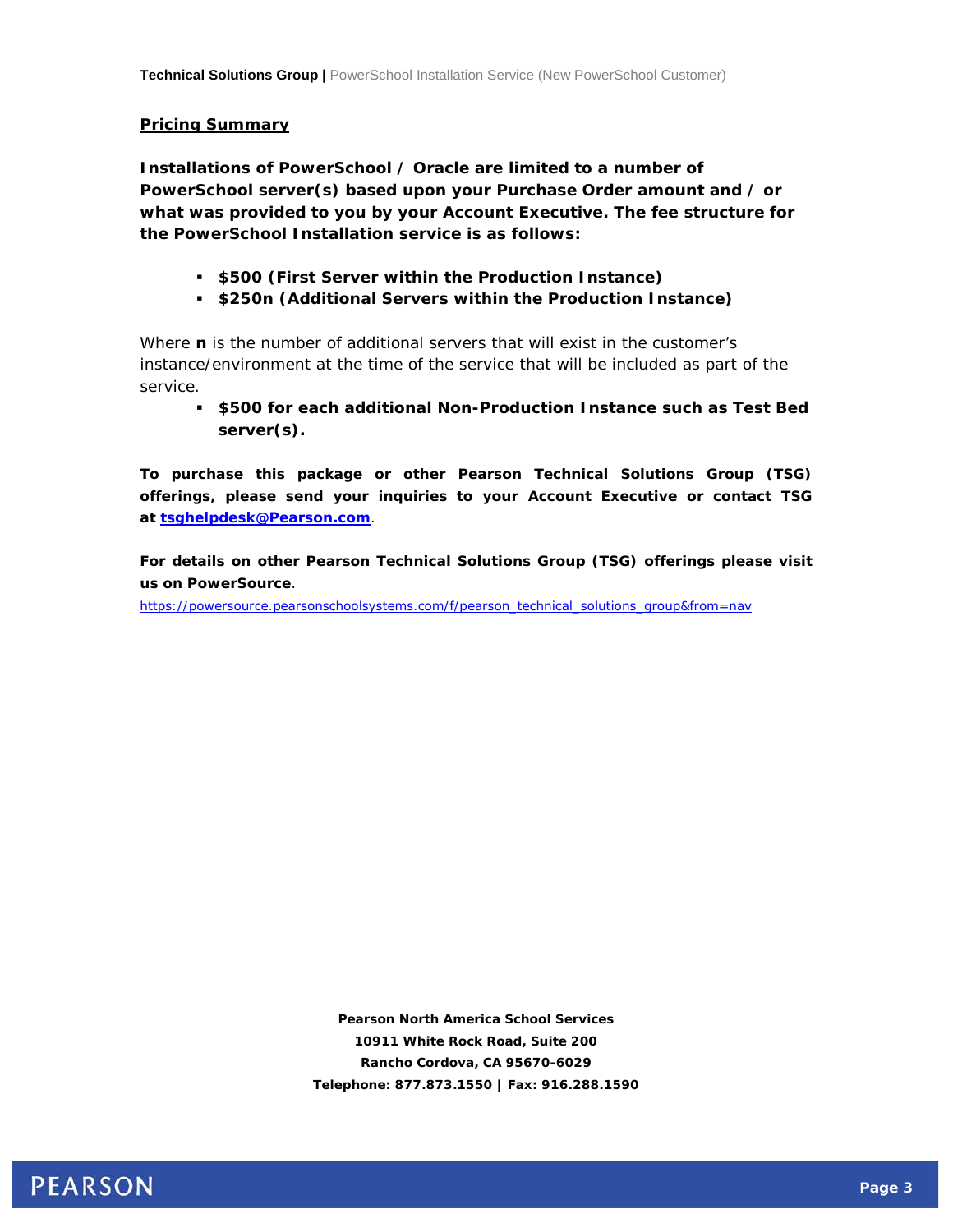## Pricing Summary

**Installations of PowerSchool / Oracle are limited to a number of PowerSchool server(s) based upon your Purchase Order amount and / or what was provided to you by your Account Executive. The fee structure for the PowerSchool Installation service is as follows:**

- **$500 (First Server within the Production Instance)**
- **$250n (Additional Servers within the Production Instance)**

Where **n** is the number of additional servers that will exist in the customer's instance/environment at the time of the service that will be included as part of the service.

- **$500 for each additional Non-Production Instance such as Test Bed server(s).**

**To purchase this package or other Pearson Technical Solutions Group (TSG) offerings, please send your inquiries to your Account Executive or contact TSG at [tsghelpdesk@Pearson.com](mailto:tsghelpdesk@Pearson.com).**

**For details on other Pearson Technical Solutions Group (TSG) offerings please visit us on PowerSource**.

https://powersource.pearsonschoolsystems.com/f/pearson_technical_solutions_group&from=nav

**Pearson North America School Services**
**10911 White Rock Road, Suite 200**
**Rancho Cordova, CA 95670-6029**
**Telephone: 877.873.1550 | Fax: 916.288.1590**